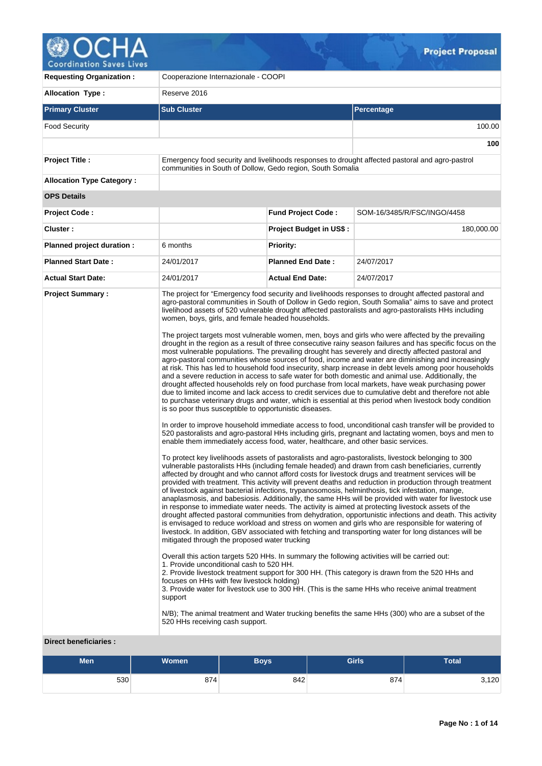# Project Proposal

| | |
|---|---|
| **Requesting Organization :** | Cooperazione Internazionale - COOPI |
| **Allocation Type :** | Reserve 2016 |

| **Primary Cluster** | **Sub Cluster** | **Percentage** |
|---|---|---|
| Food Security | | 100.00 |
| | | **100** |

| | | | |
|---|---|---|---|
| **Project Title :** | Emergency food security and livelihoods responses to drought affected pastoral and agro-pastrol communities in South of Dollow, Gedo region, South Somalia | | |
| **Allocation Type Category :** | | | |
| **OPS Details** | | | |
| **Project Code :** | | **Fund Project Code :** | SOM-16/3485/R/FSC/INGO/4458 |
| **Cluster :** | | **Project Budget in US$ :** | 180,000.00 |
| **Planned project duration :** | 6 months | **Priority:** | |
| **Planned Start Date :** | 24/01/2017 | **Planned End Date :** | 24/07/2017 |
| **Actual Start Date:** | 24/01/2017 | **Actual End Date:** | 24/07/2017 |

**Project Summary :**

The project for "Emergency food security and livelihoods responses to drought affected pastoral and agro-pastoral communities in South of Dollow in Gedo region, South Somalia" aims to save and protect livelihood assets of 520 vulnerable drought affected pastoralists and agro-pastoralists HHs including women, boys, girls, and female headed households.

The project targets most vulnerable women, men, boys and girls who were affected by the prevailing drought in the region as a result of three consecutive rainy season failures and has specific focus on the most vulnerable populations. The prevailing drought has severely and directly affected pastoral and agro-pastoral communities whose sources of food, income and water are diminishing and increasingly at risk. This has led to household food insecurity, sharp increase in debt levels among poor households and a severe reduction in access to safe water for both domestic and animal use. Additionally, the drought affected households rely on food purchase from local markets, have weak purchasing power due to limited income and lack access to credit services due to cumulative debt and therefore not able to purchase veterinary drugs and water, which is essential at this period when livestock body condition is so poor thus susceptible to opportunistic diseases.

In order to improve household immediate access to food, unconditional cash transfer will be provided to 520 pastoralists and agro-pastoral HHs including girls, pregnant and lactating women, boys and men to enable them immediately access food, water, healthcare, and other basic services.

To protect key livelihoods assets of pastoralists and agro-pastoralists, livestock belonging to 300 vulnerable pastoralists HHs (including female headed) and drawn from cash beneficiaries, currently affected by drought and who cannot afford costs for livestock drugs and treatment services will be provided with treatment. This activity will prevent deaths and reduction in production through treatment of livestock against bacterial infections, trypanosomosis, helminthosis, tick infestation, mange, anaplasmosis, and babesiosis. Additionally, the same HHs will be provided with water for livestock use in response to immediate water needs. The activity is aimed at protecting livestock assets of the drought affected pastoral communities from dehydration, opportunistic infections and death. This activity is envisaged to reduce workload and stress on women and girls who are responsible for watering of livestock. In addition, GBV associated with fetching and transporting water for long distances will be mitigated through the proposed water trucking

Overall this action targets 520 HHs. In summary the following activities will be carried out:
1. Provide unconditional cash to 520 HH.
2. Provide livestock treatment support for 300 HH. (This category is drawn from the 520 HHs and focuses on HHs with few livestock holding)
3. Provide water for livestock use to 300 HH. (This is the same HHs who receive animal treatment support

N/B); The animal treatment and Water trucking benefits the same HHs (300) who are a subset of the 520 HHs receiving cash support.

**Direct beneficiaries :**

| Men | Women | Boys | Girls | Total |
|---|---|---|---|---|
| 530 | 874 | 842 | 874 | 3,120 |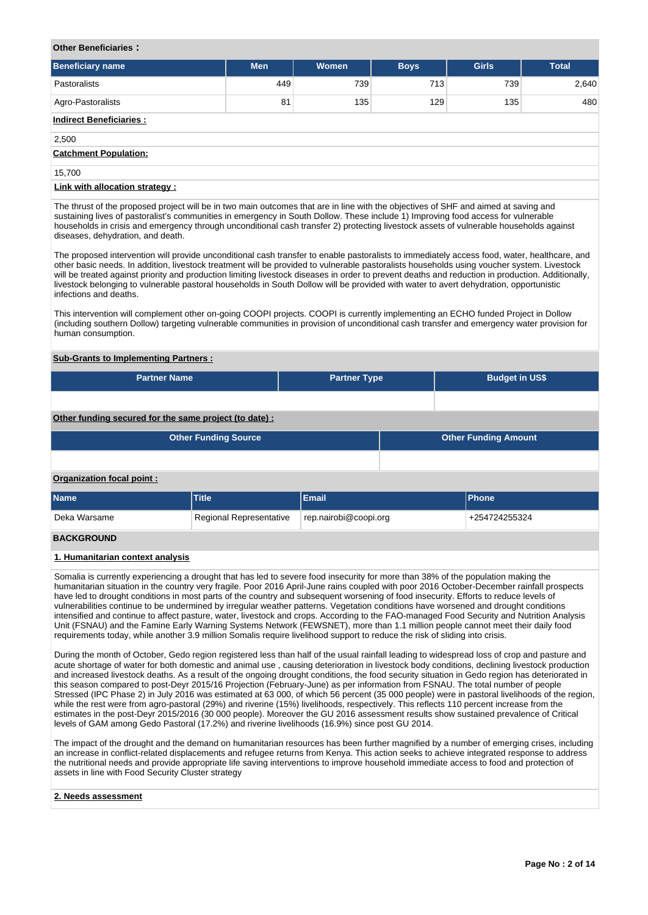**Other Beneficiaries :**

| Beneficiary name | Men | Women | Boys | Girls | Total |
|---|---|---|---|---|---|
| Pastoralists | 449 | 739 | 713 | 739 | 2,640 |
| Agro-Pastoralists | 81 | 135 | 129 | 135 | 480 |

**Indirect Beneficiaries :**

2,500

**Catchment Population:**

15,700

**Link with allocation strategy :**

The thrust of the proposed project will be in two main outcomes that are in line with the objectives of SHF and aimed at saving and sustaining lives of pastoralist's communities in emergency in South Dollow. These include 1) Improving food access for vulnerable households in crisis and emergency through unconditional cash transfer 2) protecting livestock assets of vulnerable households against diseases, dehydration, and death.

The proposed intervention will provide unconditional cash transfer to enable pastoralists to immediately access food, water, healthcare, and other basic needs. In addition, livestock treatment will be provided to vulnerable pastoralists households using voucher system. Livestock will be treated against priority and production limiting livestock diseases in order to prevent deaths and reduction in production. Additionally, livestock belonging to vulnerable pastoral households in South Dollow will be provided with water to avert dehydration, opportunistic infections and deaths.

This intervention will complement other on-going COOPI projects. COOPI is currently implementing an ECHO funded Project in Dollow (including southern Dollow) targeting vulnerable communities in provision of unconditional cash transfer and emergency water provision for human consumption.

**Sub-Grants to Implementing Partners :**

| Partner Name | Partner Type | Budget in US$ |
|---|---|---|
| | | |

**Other funding secured for the same project (to date) :**

| Other Funding Source | Other Funding Amount |
|---|---|
| | |

**Organization focal point :**

| Name | Title | Email | Phone |
|---|---|---|---|
| Deka Warsame | Regional Representative | rep.nairobi@coopi.org | +254724255324 |

## BACKGROUND

**1. Humanitarian context analysis**

Somalia is currently experiencing a drought that has led to severe food insecurity for more than 38% of the population making the humanitarian situation in the country very fragile. Poor 2016 April-June rains coupled with poor 2016 October-December rainfall prospects have led to drought conditions in most parts of the country and subsequent worsening of food insecurity. Efforts to reduce levels of vulnerabilities continue to be undermined by irregular weather patterns. Vegetation conditions have worsened and drought conditions intensified and continue to affect pasture, water, livestock and crops. According to the FAO-managed Food Security and Nutrition Analysis Unit (FSNAU) and the Famine Early Warning Systems Network (FEWSNET), more than 1.1 million people cannot meet their daily food requirements today, while another 3.9 million Somalis require livelihood support to reduce the risk of sliding into crisis.

During the month of October, Gedo region registered less than half of the usual rainfall leading to widespread loss of crop and pasture and acute shortage of water for both domestic and animal use , causing deterioration in livestock body conditions, declining livestock production and increased livestock deaths. As a result of the ongoing drought conditions, the food security situation in Gedo region has deteriorated in this season compared to post-Deyr 2015/16 Projection (February-June) as per information from FSNAU. The total number of people Stressed (IPC Phase 2) in July 2016 was estimated at 63 000, of which 56 percent (35 000 people) were in pastoral livelihoods of the region, while the rest were from agro-pastoral (29%) and riverine (15%) livelihoods, respectively. This reflects 110 percent increase from the estimates in the post-Deyr 2015/2016 (30 000 people). Moreover the GU 2016 assessment results show sustained prevalence of Critical levels of GAM among Gedo Pastoral (17.2%) and riverine livelihoods (16.9%) since post GU 2014.

The impact of the drought and the demand on humanitarian resources has been further magnified by a number of emerging crises, including an increase in conflict-related displacements and refugee returns from Kenya. This action seeks to achieve integrated response to address the nutritional needs and provide appropriate life saving interventions to improve household immediate access to food and protection of assets in line with Food Security Cluster strategy

**2. Needs assessment**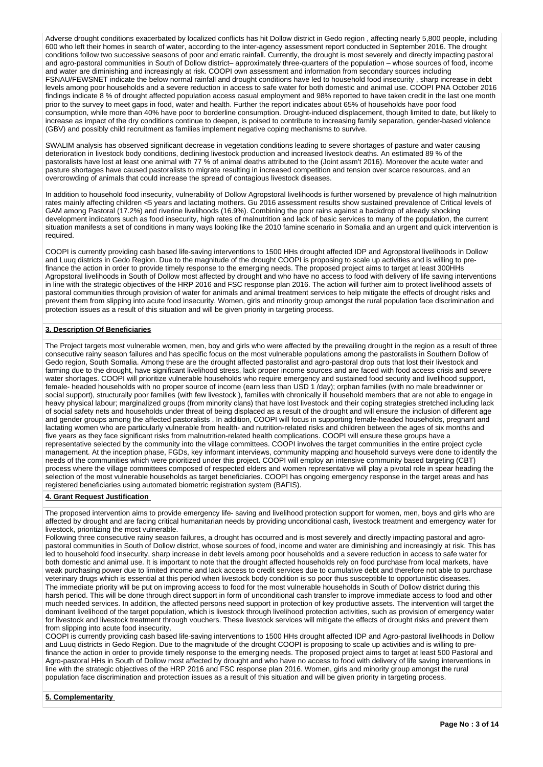Adverse drought conditions exacerbated by localized conflicts has hit Dollow district in Gedo region , affecting nearly 5,800 people, including 600 who left their homes in search of water, according to the inter-agency assessment report conducted in September 2016. The drought conditions follow two successive seasons of poor and erratic rainfall. Currently, the drought is most severely and directly impacting pastoral and agro-pastoral communities in South of Dollow district– approximately three-quarters of the population – whose sources of food, income and water are diminishing and increasingly at risk. COOPI own assessment and information from secondary sources including FSNAU/FEWSNET indicate the below normal rainfall and drought conditions have led to household food insecurity , sharp increase in debt levels among poor households and a severe reduction in access to safe water for both domestic and animal use. COOPI PNA October 2016 findings indicate 8 % of drought affected population access casual employment and 98% reported to have taken credit in the last one month prior to the survey to meet gaps in food, water and health. Further the report indicates about 65% of households have poor food consumption, while more than 40% have poor to borderline consumption. Drought-induced displacement, though limited to date, but likely to increase as impact of the dry conditions continue to deepen, is poised to contribute to increasing family separation, gender-based violence (GBV) and possibly child recruitment as families implement negative coping mechanisms to survive.

SWALIM analysis has observed significant decrease in vegetation conditions leading to severe shortages of pasture and water causing deterioration in livestock body conditions, declining livestock production and increased livestock deaths. An estimated 89 % of the pastoralists have lost at least one animal with 77 % of animal deaths attributed to the (Joint assm't 2016). Moreover the acute water and pasture shortages have caused pastoralists to migrate resulting in increased competition and tension over scarce resources, and an overcrowding of animals that could increase the spread of contagious livestock diseases.

In addition to household food insecurity, vulnerability of Dollow Agropstoral livelihoods is further worsened by prevalence of high malnutrition rates mainly affecting children <5 years and lactating mothers. Gu 2016 assessment results show sustained prevalence of Critical levels of GAM among Pastoral (17.2%) and riverine livelihoods (16.9%). Combining the poor rains against a backdrop of already shocking development indicators such as food insecurity, high rates of malnutrition and lack of basic services to many of the population, the current situation manifests a set of conditions in many ways looking like the 2010 famine scenario in Somalia and an urgent and quick intervention is required.

COOPI is currently providing cash based life-saving interventions to 1500 HHs drought affected IDP and Agropstoral livelihoods in Dollow and Luuq districts in Gedo Region. Due to the magnitude of the drought COOPI is proposing to scale up activities and is willing to pre-finance the action in order to provide timely response to the emerging needs. The proposed project aims to target at least 300HHs Agropstoral livelihoods in South of Dollow most affected by drought and who have no access to food with delivery of life saving interventions in line with the strategic objectives of the HRP 2016 and FSC response plan 2016. The action will further aim to protect livelihood assets of pastoral communities through provision of water for animals and animal treatment services to help mitigate the effects of drought risks and prevent them from slipping into acute food insecurity. Women, girls and minority group amongst the rural population face discrimination and protection issues as a result of this situation and will be given priority in targeting process.

## 3. Description Of Beneficiaries

The Project targets most vulnerable women, men, boy and girls who were affected by the prevailing drought in the region as a result of three consecutive rainy season failures and has specific focus on the most vulnerable populations among the pastoralists in Southern Dollow of Gedo region, South Somalia. Among these are the drought affected pastoralist and agro-pastoral drop outs that lost their livestock and farming due to the drought, have significant livelihood stress, lack proper income sources and are faced with food access crisis and severe water shortages. COOPI will prioritize vulnerable households who require emergency and sustained food security and livelihood support, female- headed households with no proper source of income (earn less than USD 1 /day); orphan families (with no male breadwinner or social support), structurally poor families (with few livestock ), families with chronically ill household members that are not able to engage in heavy physical labour; marginalized groups (from minority clans) that have lost livestock and their coping strategies stretched including lack of social safety nets and households under threat of being displaced as a result of the drought and will ensure the inclusion of different age and gender groups among the affected pastoralists . In addition, COOPI will focus in supporting female-headed households, pregnant and lactating women who are particularly vulnerable from health- and nutrition-related risks and children between the ages of six months and five years as they face significant risks from malnutrition-related health complications. COOPI will ensure these groups have a representative selected by the community into the village committees. COOPI involves the target communities in the entire project cycle management. At the inception phase, FGDs, key informant interviews, community mapping and household surveys were done to identify the needs of the communities which were prioritized under this project. COOPI will employ an intensive community based targeting (CBT) process where the village committees composed of respected elders and women representative will play a pivotal role in spear heading the selection of the most vulnerable households as target beneficiaries. COOPI has ongoing emergency response in the target areas and has registered beneficiaries using automated biometric registration system (BAFIS).

## 4. Grant Request Justification

The proposed intervention aims to provide emergency life- saving and livelihood protection support for women, men, boys and girls who are affected by drought and are facing critical humanitarian needs by providing unconditional cash, livestock treatment and emergency water for livestock, prioritizing the most vulnerable.

Following three consecutive rainy season failures, a drought has occurred and is most severely and directly impacting pastoral and agro-pastoral communities in South of Dollow district, whose sources of food, income and water are diminishing and increasingly at risk. This has led to household food insecurity, sharp increase in debt levels among poor households and a severe reduction in access to safe water for both domestic and animal use. It is important to note that the drought affected households rely on food purchase from local markets, have weak purchasing power due to limited income and lack access to credit services due to cumulative debt and therefore not able to purchase veterinary drugs which is essential at this period when livestock body condition is so poor thus susceptible to opportunistic diseases.

The immediate priority will be put on improving access to food for the most vulnerable households in South of Dollow district during this harsh period. This will be done through direct support in form of unconditional cash transfer to improve immediate access to food and other much needed services. In addition, the affected persons need support in protection of key productive assets. The intervention will target the dominant livelihood of the target population, which is livestock through livelihood protection activities, such as provision of emergency water for livestock and livestock treatment through vouchers. These livestock services will mitigate the effects of drought risks and prevent them from slipping into acute food insecurity.

COOPI is currently providing cash based life-saving interventions to 1500 HHs drought affected IDP and Agro-pastoral livelihoods in Dollow and Luuq districts in Gedo Region. Due to the magnitude of the drought COOPI is proposing to scale up activities and is willing to pre-finance the action in order to provide timely response to the emerging needs. The proposed project aims to target at least 500 Pastoral and Agro-pastoral HHs in South of Dollow most affected by drought and who have no access to food with delivery of life saving interventions in line with the strategic objectives of the HRP 2016 and FSC response plan 2016. Women, girls and minority group amongst the rural population face discrimination and protection issues as a result of this situation and will be given priority in targeting process.

## 5. Complementarity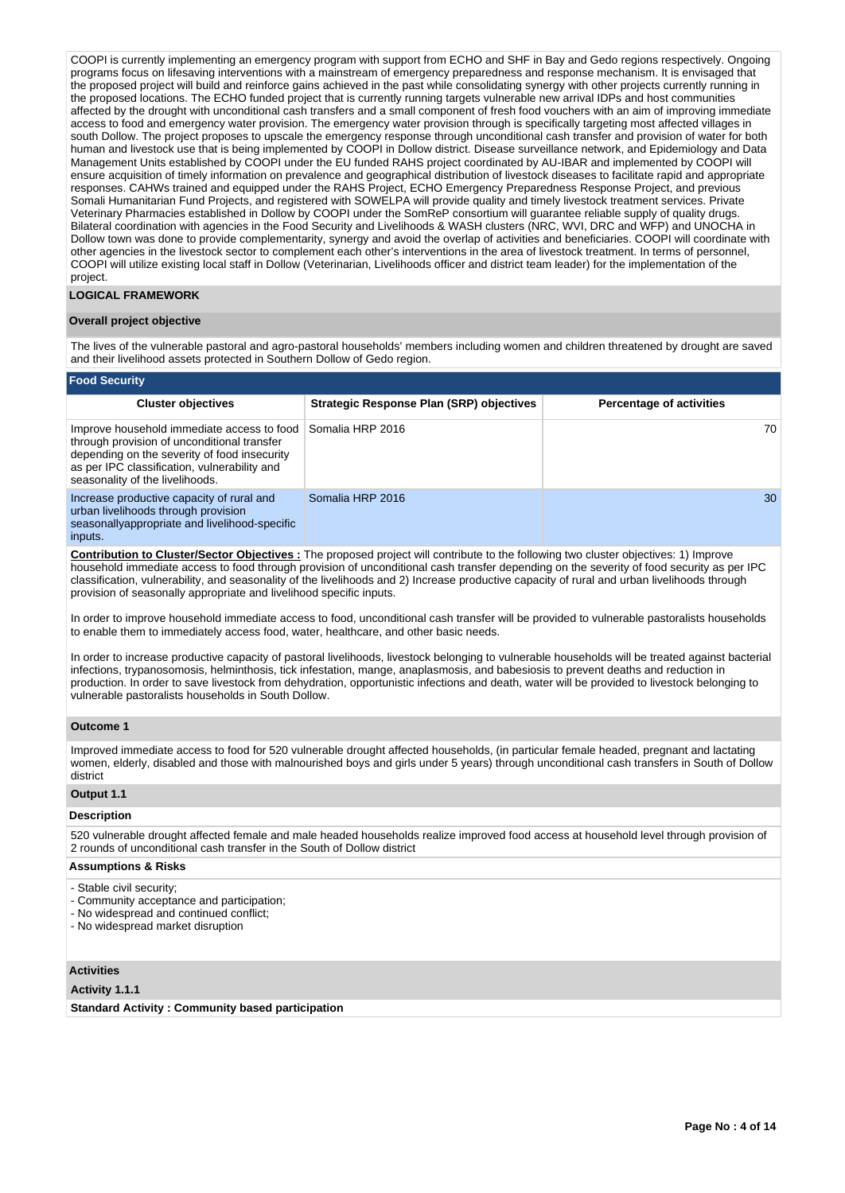COOPI is currently implementing an emergency program with support from ECHO and SHF in Bay and Gedo regions respectively. Ongoing programs focus on lifesaving interventions with a mainstream of emergency preparedness and response mechanism. It is envisaged that the proposed project will build and reinforce gains achieved in the past while consolidating synergy with other projects currently running in the proposed locations. The ECHO funded project that is currently running targets vulnerable new arrival IDPs and host communities affected by the drought with unconditional cash transfers and a small component of fresh food vouchers with an aim of improving immediate access to food and emergency water provision. The emergency water provision through is specifically targeting most affected villages in south Dollow. The project proposes to upscale the emergency response through unconditional cash transfer and provision of water for both human and livestock use that is being implemented by COOPI in Dollow district. Disease surveillance network, and Epidemiology and Data Management Units established by COOPI under the EU funded RAHS project coordinated by AU-IBAR and implemented by COOPI will ensure acquisition of timely information on prevalence and geographical distribution of livestock diseases to facilitate rapid and appropriate responses. CAHWs trained and equipped under the RAHS Project, ECHO Emergency Preparedness Response Project, and previous Somali Humanitarian Fund Projects, and registered with SOWELPA will provide quality and timely livestock treatment services. Private Veterinary Pharmacies established in Dollow by COOPI under the SomReP consortium will guarantee reliable supply of quality drugs. Bilateral coordination with agencies in the Food Security and Livelihoods & WASH clusters (NRC, WVI, DRC and WFP) and UNOCHA in Dollow town was done to provide complementarity, synergy and avoid the overlap of activities and beneficiaries. COOPI will coordinate with other agencies in the livestock sector to complement each other's interventions in the area of livestock treatment. In terms of personnel, COOPI will utilize existing local staff in Dollow (Veterinarian, Livelihoods officer and district team leader) for the implementation of the project.

## LOGICAL FRAMEWORK

### Overall project objective

The lives of the vulnerable pastoral and agro-pastoral households' members including women and children threatened by drought are saved and their livelihood assets protected in Southern Dollow of Gedo region.

### Food Security

| Cluster objectives | Strategic Response Plan (SRP) objectives | Percentage of activities |
|---|---|---|
| Improve household immediate access to food through provision of unconditional transfer depending on the severity of food insecurity as per IPC classification, vulnerability and seasonality of the livelihoods. | Somalia HRP 2016 | 70 |
| Increase productive capacity of rural and urban livelihoods through provision seasonallyappropriate and livelihood-specific inputs. | Somalia HRP 2016 | 30 |

**Contribution to Cluster/Sector Objectives :** The proposed project will contribute to the following two cluster objectives: 1) Improve household immediate access to food through provision of unconditional cash transfer depending on the severity of food security as per IPC classification, vulnerability, and seasonality of the livelihoods and 2) Increase productive capacity of rural and urban livelihoods through provision of seasonally appropriate and livelihood specific inputs.

In order to improve household immediate access to food, unconditional cash transfer will be provided to vulnerable pastoralists households to enable them to immediately access food, water, healthcare, and other basic needs.

In order to increase productive capacity of pastoral livelihoods, livestock belonging to vulnerable households will be treated against bacterial infections, trypanosomosis, helminthosis, tick infestation, mange, anaplasmosis, and babesiosis to prevent deaths and reduction in production. In order to save livestock from dehydration, opportunistic infections and death, water will be provided to livestock belonging to vulnerable pastoralists households in South Dollow.

### Outcome 1

Improved immediate access to food for 520 vulnerable drought affected households, (in particular female headed, pregnant and lactating women, elderly, disabled and those with malnourished boys and girls under 5 years) through unconditional cash transfers in South of Dollow district

### Output 1.1

**Description**

520 vulnerable drought affected female and male headed households realize improved food access at household level through provision of 2 rounds of unconditional cash transfer in the South of Dollow district

**Assumptions & Risks**

- Stable civil security;
- Community acceptance and participation;
- No widespread and continued conflict;
- No widespread market disruption

**Activities**

**Activity 1.1.1**

**Standard Activity : Community based participation**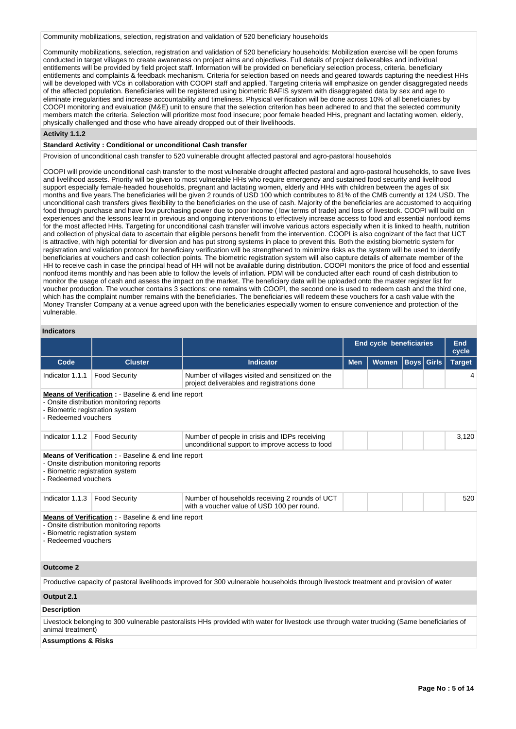Community mobilizations, selection, registration and validation of 520 beneficiary households

Community mobilizations, selection, registration and validation of 520 beneficiary households: Mobilization exercise will be open forums conducted in target villages to create awareness on project aims and objectives. Full details of project deliverables and individual entitlements will be provided by field project staff. Information will be provided on beneficiary selection process, criteria, beneficiary entitlements and complaints & feedback mechanism. Criteria for selection based on needs and geared towards capturing the neediest HHs will be developed with VCs in collaboration with COOPI staff and applied. Targeting criteria will emphasize on gender disaggregated needs of the affected population. Beneficiaries will be registered using biometric BAFIS system with disaggregated data by sex and age to eliminate irregularities and increase accountability and timeliness. Physical verification will be done across 10% of all beneficiaries by COOPI monitoring and evaluation (M&E) unit to ensure that the selection criterion has been adhered to and that the selected community members match the criteria. Selection will prioritize most food insecure; poor female headed HHs, pregnant and lactating women, elderly, physically challenged and those who have already dropped out of their livelihoods.

**Activity 1.1.2**

**Standard Activity : Conditional or unconditional Cash transfer**

Provision of unconditional cash transfer to 520 vulnerable drought affected pastoral and agro-pastoral households

COOPI will provide unconditional cash transfer to the most vulnerable drought affected pastoral and agro-pastoral households, to save lives and livelihood assets. Priority will be given to most vulnerable HHs who require emergency and sustained food security and livelihood support especially female-headed households, pregnant and lactating women, elderly and HHs with children between the ages of six months and five years.The beneficiaries will be given 2 rounds of USD 100 which contributes to 81% of the CMB currently at 124 USD. The unconditional cash transfers gives flexibility to the beneficiaries on the use of cash. Majority of the beneficiaries are accustomed to acquiring food through purchase and have low purchasing power due to poor income ( low terms of trade) and loss of livestock. COOPI will build on experiences and the lessons learnt in previous and ongoing interventions to effectively increase access to food and essential nonfood items for the most affected HHs. Targeting for unconditional cash transfer will involve various actors especially when it is linked to health, nutrition and collection of physical data to ascertain that eligible persons benefit from the intervention. COOPI is also cognizant of the fact that UCT is attractive, with high potential for diversion and has put strong systems in place to prevent this. Both the existing biometric system for registration and validation protocol for beneficiary verification will be strengthened to minimize risks as the system will be used to identify beneficiaries at vouchers and cash collection points. The biometric registration system will also capture details of alternate member of the HH to receive cash in case the principal head of HH will not be available during distribution. COOPI monitors the price of food and essential nonfood items monthly and has been able to follow the levels of inflation. PDM will be conducted after each round of cash distribution to monitor the usage of cash and assess the impact on the market. The beneficiary data will be uploaded onto the master register list for voucher production. The voucher contains 3 sections: one remains with COOPI, the second one is used to redeem cash and the third one, which has the complaint number remains with the beneficiaries. The beneficiaries will redeem these vouchers for a cash value with the Money Transfer Company at a venue agreed upon with the beneficiaries especially women to ensure convenience and protection of the vulnerable.

**Indicators**

| | | | End cycle beneficiaries | | | | End cycle |
|---|---|---|---|---|---|---|---|
| **Code** | **Cluster** | **Indicator** | **Men** | **Women** | **Boys** | **Girls** | **Target** |
| Indicator 1.1.1 | Food Security | Number of villages visited and sensitized on the project deliverables and registrations done | | | | | 4 |
| Indicator 1.1.2 | Food Security | Number of people in crisis and IDPs receiving unconditional support to improve access to food | | | | | 3,120 |
| Indicator 1.1.3 | Food Security | Number of households receiving 2 rounds of UCT with a voucher value of USD 100 per round. | | | | | 520 |

Indicator 1.1.1 – **Means of Verification :** - Baseline & end line report
- Onsite distribution monitoring reports
- Biometric registration system
- Redeemed vouchers

Indicator 1.1.2 – **Means of Verification :** - Baseline & end line report
- Onsite distribution monitoring reports
- Biometric registration system
- Redeemed vouchers

Indicator 1.1.3 – **Means of Verification :** - Baseline & end line report
- Onsite distribution monitoring reports
- Biometric registration system
- Redeemed vouchers

**Outcome 2**

Productive capacity of pastoral livelihoods improved for 300 vulnerable households through livestock treatment and provision of water

**Output 2.1**

**Description**

Livestock belonging to 300 vulnerable pastoralists HHs provided with water for livestock use through water trucking (Same beneficiaries of animal treatment)

**Assumptions & Risks**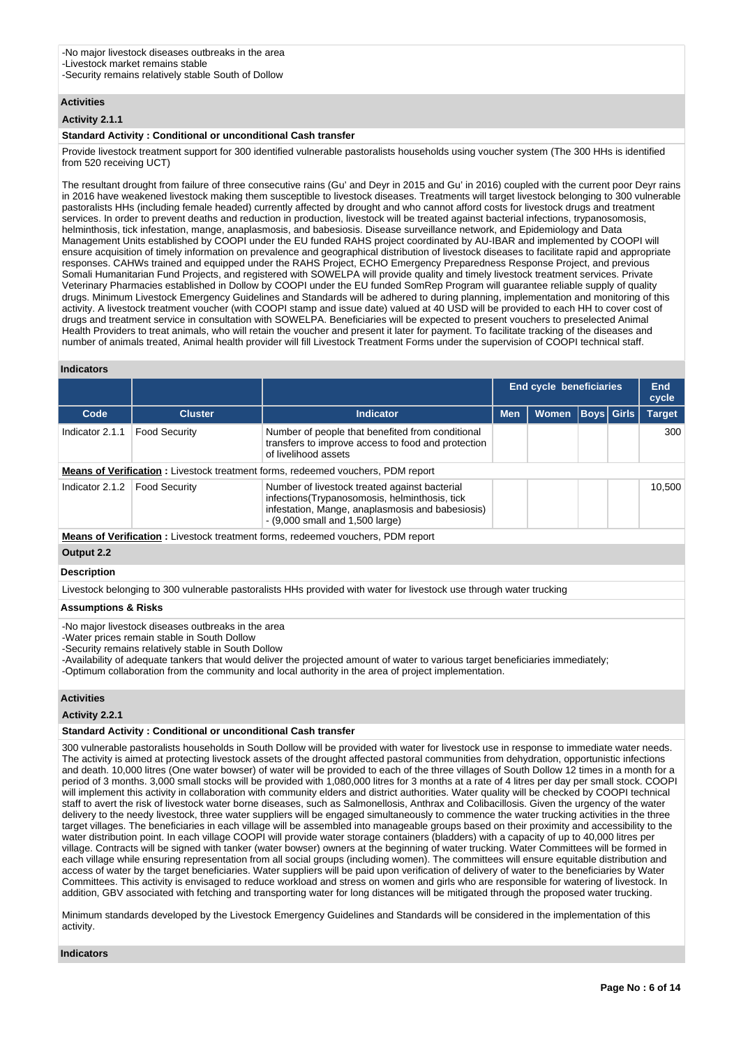-No major livestock diseases outbreaks in the area
-Livestock market remains stable
-Security remains relatively stable South of Dollow

### Activities

**Activity 2.1.1**

**Standard Activity : Conditional or unconditional Cash transfer**

Provide livestock treatment support for 300 identified vulnerable pastoralists households using voucher system (The 300 HHs is identified from 520 receiving UCT)

The resultant drought from failure of three consecutive rains (Gu' and Deyr in 2015 and Gu' in 2016) coupled with the current poor Deyr rains in 2016 have weakened livestock making them susceptible to livestock diseases. Treatments will target livestock belonging to 300 vulnerable pastoralists HHs (including female headed) currently affected by drought and who cannot afford costs for livestock drugs and treatment services. In order to prevent deaths and reduction in production, livestock will be treated against bacterial infections, trypanosomosis, helminthosis, tick infestation, mange, anaplasmosis, and babesiosis. Disease surveillance network, and Epidemiology and Data Management Units established by COOPI under the EU funded RAHS project coordinated by AU-IBAR and implemented by COOPI will ensure acquisition of timely information on prevalence and geographical distribution of livestock diseases to facilitate rapid and appropriate responses. CAHWs trained and equipped under the RAHS Project, ECHO Emergency Preparedness Response Project, and previous Somali Humanitarian Fund Projects, and registered with SOWELPA will provide quality and timely livestock treatment services. Private Veterinary Pharmacies established in Dollow by COOPI under the EU funded SomRep Program will guarantee reliable supply of quality drugs. Minimum Livestock Emergency Guidelines and Standards will be adhered to during planning, implementation and monitoring of this activity. A livestock treatment voucher (with COOPI stamp and issue date) valued at 40 USD will be provided to each HH to cover cost of drugs and treatment service in consultation with SOWELPA. Beneficiaries will be expected to present vouchers to preselected Animal Health Providers to treat animals, who will retain the voucher and present it later for payment. To facilitate tracking of the diseases and number of animals treated, Animal health provider will fill Livestock Treatment Forms under the supervision of COOPI technical staff.

### Indicators

| | | | End cycle beneficiaries | | | | End cycle |
|---|---|---|---|---|---|---|---|
| **Code** | **Cluster** | **Indicator** | **Men** | **Women** | **Boys** | **Girls** | **Target** |
| Indicator 2.1.1 | Food Security | Number of people that benefited from conditional transfers to improve access to food and protection of livelihood assets | | | | | 300 |
| **Means of Verification :** Livestock treatment forms, redeemed vouchers, PDM report | | | | | | | |
| Indicator 2.1.2 | Food Security | Number of livestock treated against bacterial infections(Trypanosomosis, helminthosis, tick infestation, Mange, anaplasmosis and babesiosis) - (9,000 small and 1,500 large) | | | | | 10,500 |
| **Means of Verification :** Livestock treatment forms, redeemed vouchers, PDM report | | | | | | | |

### Output 2.2

**Description**

Livestock belonging to 300 vulnerable pastoralists HHs provided with water for livestock use through water trucking

**Assumptions & Risks**

-No major livestock diseases outbreaks in the area
-Water prices remain stable in South Dollow
-Security remains relatively stable in South Dollow
-Availability of adequate tankers that would deliver the projected amount of water to various target beneficiaries immediately;
-Optimum collaboration from the community and local authority in the area of project implementation.

### Activities

**Activity 2.2.1**

**Standard Activity : Conditional or unconditional Cash transfer**

300 vulnerable pastoralists households in South Dollow will be provided with water for livestock use in response to immediate water needs. The activity is aimed at protecting livestock assets of the drought affected pastoral communities from dehydration, opportunistic infections and death. 10,000 litres (One water bowser) of water will be provided to each of the three villages of South Dollow 12 times in a month for a period of 3 months. 3,000 small stocks will be provided with 1,080,000 litres for 3 months at a rate of 4 litres per day per small stock. COOPI will implement this activity in collaboration with community elders and district authorities. Water quality will be checked by COOPI technical staff to avert the risk of livestock water borne diseases, such as Salmonellosis, Anthrax and Colibacillosis. Given the urgency of the water delivery to the needy livestock, three water suppliers will be engaged simultaneously to commence the water trucking activities in the three target villages. The beneficiaries in each village will be assembled into manageable groups based on their proximity and accessibility to the water distribution point. In each village COOPI will provide water storage containers (bladders) with a capacity of up to 40,000 litres per village. Contracts will be signed with tanker (water bowser) owners at the beginning of water trucking. Water Committees will be formed in each village while ensuring representation from all social groups (including women). The committees will ensure equitable distribution and access of water by the target beneficiaries. Water suppliers will be paid upon verification of delivery of water to the beneficiaries by Water Committees. This activity is envisaged to reduce workload and stress on women and girls who are responsible for watering of livestock. In addition, GBV associated with fetching and transporting water for long distances will be mitigated through the proposed water trucking.

Minimum standards developed by the Livestock Emergency Guidelines and Standards will be considered in the implementation of this activity.

### Indicators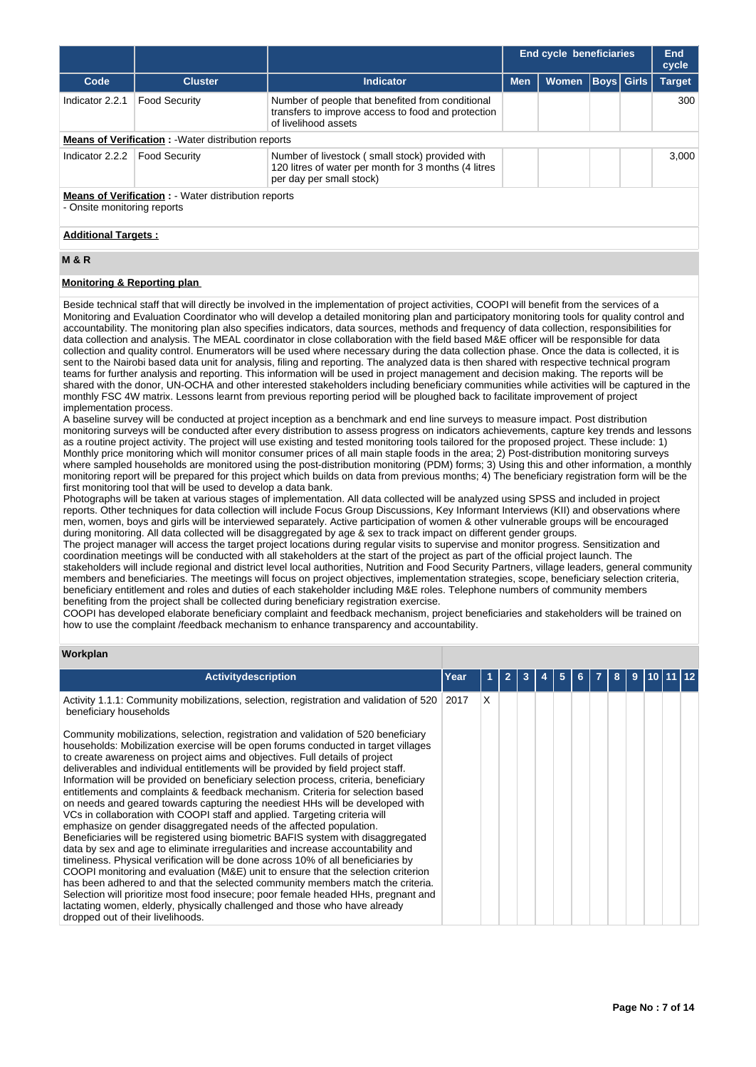| Code | Cluster | Indicator | End cycle beneficiaries | | | | End cycle |
|---|---|---|---|---|---|---|---|
| | | | Men | Women | Boys | Girls | Target |
| Indicator 2.2.1 | Food Security | Number of people that benefited from conditional transfers to improve access to food and protection of livelihood assets | | | | | 300 |
| **Means of Verification :** -Water distribution reports | | | | | | | |
| Indicator 2.2.2 | Food Security | Number of livestock ( small stock) provided with 120 litres of water per month for 3 months (4 litres per day per small stock) | | | | | 3,000 |
| **Means of Verification :** - Water distribution reports<br>- Onsite monitoring reports | | | | | | | |

**Additional Targets :**

## M & R

**Monitoring & Reporting plan**

Beside technical staff that will directly be involved in the implementation of project activities, COOPI will benefit from the services of a Monitoring and Evaluation Coordinator who will develop a detailed monitoring plan and participatory monitoring tools for quality control and accountability. The monitoring plan also specifies indicators, data sources, methods and frequency of data collection, responsibilities for data collection and analysis. The MEAL coordinator in close collaboration with the field based M&E officer will be responsible for data collection and quality control. Enumerators will be used where necessary during the data collection phase. Once the data is collected, it is sent to the Nairobi based data unit for analysis, filing and reporting. The analyzed data is then shared with respective technical program teams for further analysis and reporting. This information will be used in project management and decision making. The reports will be shared with the donor, UN-OCHA and other interested stakeholders including beneficiary communities while activities will be captured in the monthly FSC 4W matrix. Lessons learnt from previous reporting period will be ploughed back to facilitate improvement of project implementation process.
A baseline survey will be conducted at project inception as a benchmark and end line surveys to measure impact. Post distribution monitoring surveys will be conducted after every distribution to assess progress on indicators achievements, capture key trends and lessons as a routine project activity. The project will use existing and tested monitoring tools tailored for the proposed project. These include: 1) Monthly price monitoring which will monitor consumer prices of all main staple foods in the area; 2) Post-distribution monitoring surveys where sampled households are monitored using the post-distribution monitoring (PDM) forms; 3) Using this and other information, a monthly monitoring report will be prepared for this project which builds on data from previous months; 4) The beneficiary registration form will be the first monitoring tool that will be used to develop a data bank.
Photographs will be taken at various stages of implementation. All data collected will be analyzed using SPSS and included in project reports. Other techniques for data collection will include Focus Group Discussions, Key Informant Interviews (KII) and observations where men, women, boys and girls will be interviewed separately. Active participation of women & other vulnerable groups will be encouraged during monitoring. All data collected will be disaggregated by age & sex to track impact on different gender groups.
The project manager will access the target project locations during regular visits to supervise and monitor progress. Sensitization and coordination meetings will be conducted with all stakeholders at the start of the project as part of the official project launch. The stakeholders will include regional and district level local authorities, Nutrition and Food Security Partners, village leaders, general community members and beneficiaries. The meetings will focus on project objectives, implementation strategies, scope, beneficiary selection criteria, beneficiary entitlement and roles and duties of each stakeholder including M&E roles. Telephone numbers of community members benefiting from the project shall be collected during beneficiary registration exercise.
COOPI has developed elaborate beneficiary complaint and feedback mechanism, project beneficiaries and stakeholders will be trained on how to use the complaint /feedback mechanism to enhance transparency and accountability.

## Workplan

| Activitydescription | Year | 1 | 2 | 3 | 4 | 5 | 6 | 7 | 8 | 9 | 10 | 11 | 12 |
|---|---|---|---|---|---|---|---|---|---|---|---|---|---|
| Activity 1.1.1: Community mobilizations, selection, registration and validation of 520 beneficiary households<br><br>Community mobilizations, selection, registration and validation of 520 beneficiary households: Mobilization exercise will be open forums conducted in target villages to create awareness on project aims and objectives. Full details of project deliverables and individual entitlements will be provided by field project staff. Information will be provided on beneficiary selection process, criteria, beneficiary entitlements and complaints & feedback mechanism. Criteria for selection based on needs and geared towards capturing the neediest HHs will be developed with VCs in collaboration with COOPI staff and applied. Targeting criteria will emphasize on gender disaggregated needs of the affected population. Beneficiaries will be registered using biometric BAFIS system with disaggregated data by sex and age to eliminate irregularities and increase accountability and timeliness. Physical verification will be done across 10% of all beneficiaries by COOPI monitoring and evaluation (M&E) unit to ensure that the selection criterion has been adhered to and that the selected community members match the criteria. Selection will prioritize most food insecure; poor female headed HHs, pregnant and lactating women, elderly, physically challenged and those who have already dropped out of their livelihoods. | 2017 | X | | | | | | | | | | | |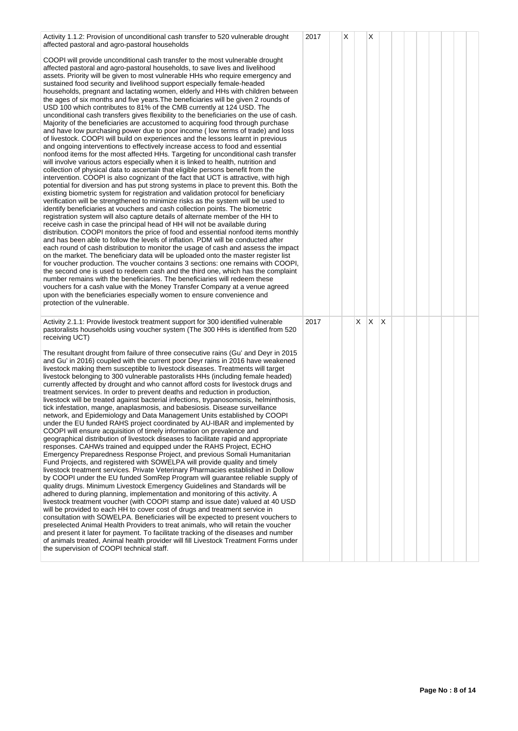| | | | | | | | | | | | | | |
|---|---|---|---|---|---|---|---|---|---|---|---|---|---|
| Activity 1.1.2: Provision of unconditional cash transfer to 520 vulnerable drought affected pastoral and agro-pastoral households<br><br>COOPI will provide unconditional cash transfer to the most vulnerable drought affected pastoral and agro-pastoral households, to save lives and livelihood assets. Priority will be given to most vulnerable HHs who require emergency and sustained food security and livelihood support especially female-headed households, pregnant and lactating women, elderly and HHs with children between the ages of six months and five years.The beneficiaries will be given 2 rounds of USD 100 which contributes to 81% of the CMB currently at 124 USD. The unconditional cash transfers gives flexibility to the beneficiaries on the use of cash. Majority of the beneficiaries are accustomed to acquiring food through purchase and have low purchasing power due to poor income ( low terms of trade) and loss of livestock. COOPI will build on experiences and the lessons learnt in previous and ongoing interventions to effectively increase access to food and essential nonfood items for the most affected HHs. Targeting for unconditional cash transfer will involve various actors especially when it is linked to health, nutrition and collection of physical data to ascertain that eligible persons benefit from the intervention. COOPI is also cognizant of the fact that UCT is attractive, with high potential for diversion and has put strong systems in place to prevent this. Both the existing biometric system for registration and validation protocol for beneficiary verification will be strengthened to minimize risks as the system will be used to identify beneficiaries at vouchers and cash collection points. The biometric registration system will also capture details of alternate member of the HH to receive cash in case the principal head of HH will not be available during distribution. COOPI monitors the price of food and essential nonfood items monthly and has been able to follow the levels of inflation. PDM will be conducted after each round of cash distribution to monitor the usage of cash and assess the impact on the market. The beneficiary data will be uploaded onto the master register list for voucher production. The voucher contains 3 sections: one remains with COOPI, the second one is used to redeem cash and the third one, which has the complaint number remains with the beneficiaries. The beneficiaries will redeem these vouchers for a cash value with the Money Transfer Company at a venue agreed upon with the beneficiaries especially women to ensure convenience and protection of the vulnerable. | 2017 | | X | | X | | | | | | | | |
| Activity 2.1.1: Provide livestock treatment support for 300 identified vulnerable pastoralists households using voucher system (The 300 HHs is identified from 520 receiving UCT)<br><br>The resultant drought from failure of three consecutive rains (Gu' and Deyr in 2015 and Gu' in 2016) coupled with the current poor Deyr rains in 2016 have weakened livestock making them susceptible to livestock diseases. Treatments will target livestock belonging to 300 vulnerable pastoralists HHs (including female headed) currently affected by drought and who cannot afford costs for livestock drugs and treatment services. In order to prevent deaths and reduction in production, livestock will be treated against bacterial infections, trypanosomosis, helminthosis, tick infestation, mange, anaplasmosis, and babesiosis. Disease surveillance network, and Epidemiology and Data Management Units established by COOPI under the EU funded RAHS project coordinated by AU-IBAR and implemented by COOPI will ensure acquisition of timely information on prevalence and geographical distribution of livestock diseases to facilitate rapid and appropriate responses. CAHWs trained and equipped under the RAHS Project, ECHO Emergency Preparedness Response Project, and previous Somali Humanitarian Fund Projects, and registered with SOWELPA will provide quality and timely livestock treatment services. Private Veterinary Pharmacies established in Dollow by COOPI under the EU funded SomRep Program will guarantee reliable supply of quality drugs. Minimum Livestock Emergency Guidelines and Standards will be adhered to during planning, implementation and monitoring of this activity. A livestock treatment voucher (with COOPI stamp and issue date) valued at 40 USD will be provided to each HH to cover cost of drugs and treatment service in consultation with SOWELPA. Beneficiaries will be expected to present vouchers to preselected Animal Health Providers to treat animals, who will retain the voucher and present it later for payment. To facilitate tracking of the diseases and number of animals treated, Animal health provider will fill Livestock Treatment Forms under the supervision of COOPI technical staff. | 2017 | | | X | X | X | | | | | | | |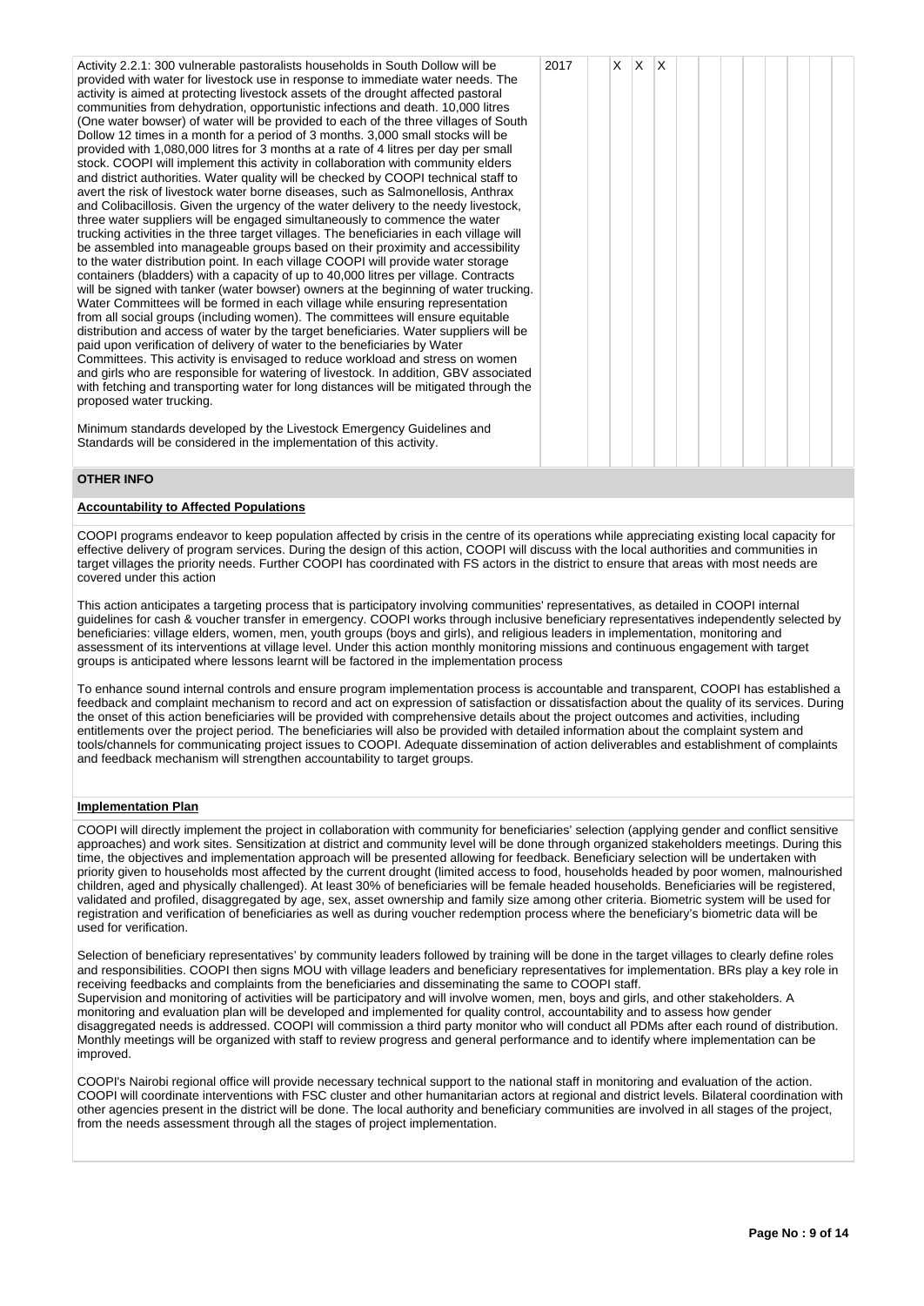| Activity | Year | 1 | 2 | 3 | 4 | 5 | 6 | 7 | 8 | 9 | 10 | 11 | 12 |
|---|---|---|---|---|---|---|---|---|---|---|---|---|---|
| Activity 2.2.1: 300 vulnerable pastoralists households in South Dollow will be provided with water for livestock use in response to immediate water needs. The activity is aimed at protecting livestock assets of the drought affected pastoral communities from dehydration, opportunistic infections and death. 10,000 litres (One water bowser) of water will be provided to each of the three villages of South Dollow 12 times in a month for a period of 3 months. 3,000 small stocks will be provided with 1,080,000 litres for 3 months at a rate of 4 litres per day per small stock. COOPI will implement this activity in collaboration with community elders and district authorities. Water quality will be checked by COOPI technical staff to avert the risk of livestock water borne diseases, such as Salmonellosis, Anthrax and Colibacillosis. Given the urgency of the water delivery to the needy livestock, three water suppliers will be engaged simultaneously to commence the water trucking activities in the three target villages. The beneficiaries in each village will be assembled into manageable groups based on their proximity and accessibility to the water distribution point. In each village COOPI will provide water storage containers (bladders) with a capacity of up to 40,000 litres per village. Contracts will be signed with tanker (water bowser) owners at the beginning of water trucking. Water Committees will be formed in each village while ensuring representation from all social groups (including women). The committees will ensure equitable distribution and access of water by the target beneficiaries. Water suppliers will be paid upon verification of delivery of water to the beneficiaries by Water Committees. This activity is envisaged to reduce workload and stress on women and girls who are responsible for watering of livestock. In addition, GBV associated with fetching and transporting water for long distances will be mitigated through the proposed water trucking.<br><br>Minimum standards developed by the Livestock Emergency Guidelines and Standards will be considered in the implementation of this activity. | 2017 | | X | X | X | | | | | | | | |

## OTHER INFO

### Accountability to Affected Populations

COOPI programs endeavor to keep population affected by crisis in the centre of its operations while appreciating existing local capacity for effective delivery of program services. During the design of this action, COOPI will discuss with the local authorities and communities in target villages the priority needs. Further COOPI has coordinated with FS actors in the district to ensure that areas with most needs are covered under this action

This action anticipates a targeting process that is participatory involving communities' representatives, as detailed in COOPI internal guidelines for cash & voucher transfer in emergency. COOPI works through inclusive beneficiary representatives independently selected by beneficiaries: village elders, women, men, youth groups (boys and girls), and religious leaders in implementation, monitoring and assessment of its interventions at village level. Under this action monthly monitoring missions and continuous engagement with target groups is anticipated where lessons learnt will be factored in the implementation process

To enhance sound internal controls and ensure program implementation process is accountable and transparent, COOPI has established a feedback and complaint mechanism to record and act on expression of satisfaction or dissatisfaction about the quality of its services. During the onset of this action beneficiaries will be provided with comprehensive details about the project outcomes and activities, including entitlements over the project period. The beneficiaries will also be provided with detailed information about the complaint system and tools/channels for communicating project issues to COOPI. Adequate dissemination of action deliverables and establishment of complaints and feedback mechanism will strengthen accountability to target groups.

### Implementation Plan

COOPI will directly implement the project in collaboration with community for beneficiaries' selection (applying gender and conflict sensitive approaches) and work sites. Sensitization at district and community level will be done through organized stakeholders meetings. During this time, the objectives and implementation approach will be presented allowing for feedback. Beneficiary selection will be undertaken with priority given to households most affected by the current drought (limited access to food, households headed by poor women, malnourished children, aged and physically challenged). At least 30% of beneficiaries will be female headed households. Beneficiaries will be registered, validated and profiled, disaggregated by age, sex, asset ownership and family size among other criteria. Biometric system will be used for registration and verification of beneficiaries as well as during voucher redemption process where the beneficiary's biometric data will be used for verification.

Selection of beneficiary representatives' by community leaders followed by training will be done in the target villages to clearly define roles and responsibilities. COOPI then signs MOU with village leaders and beneficiary representatives for implementation. BRs play a key role in receiving feedbacks and complaints from the beneficiaries and disseminating the same to COOPI staff.
Supervision and monitoring of activities will be participatory and will involve women, men, boys and girls, and other stakeholders. A monitoring and evaluation plan will be developed and implemented for quality control, accountability and to assess how gender disaggregated needs is addressed. COOPI will commission a third party monitor who will conduct all PDMs after each round of distribution. Monthly meetings will be organized with staff to review progress and general performance and to identify where implementation can be improved.

COOPI's Nairobi regional office will provide necessary technical support to the national staff in monitoring and evaluation of the action. COOPI will coordinate interventions with FSC cluster and other humanitarian actors at regional and district levels. Bilateral coordination with other agencies present in the district will be done. The local authority and beneficiary communities are involved in all stages of the project, from the needs assessment through all the stages of project implementation.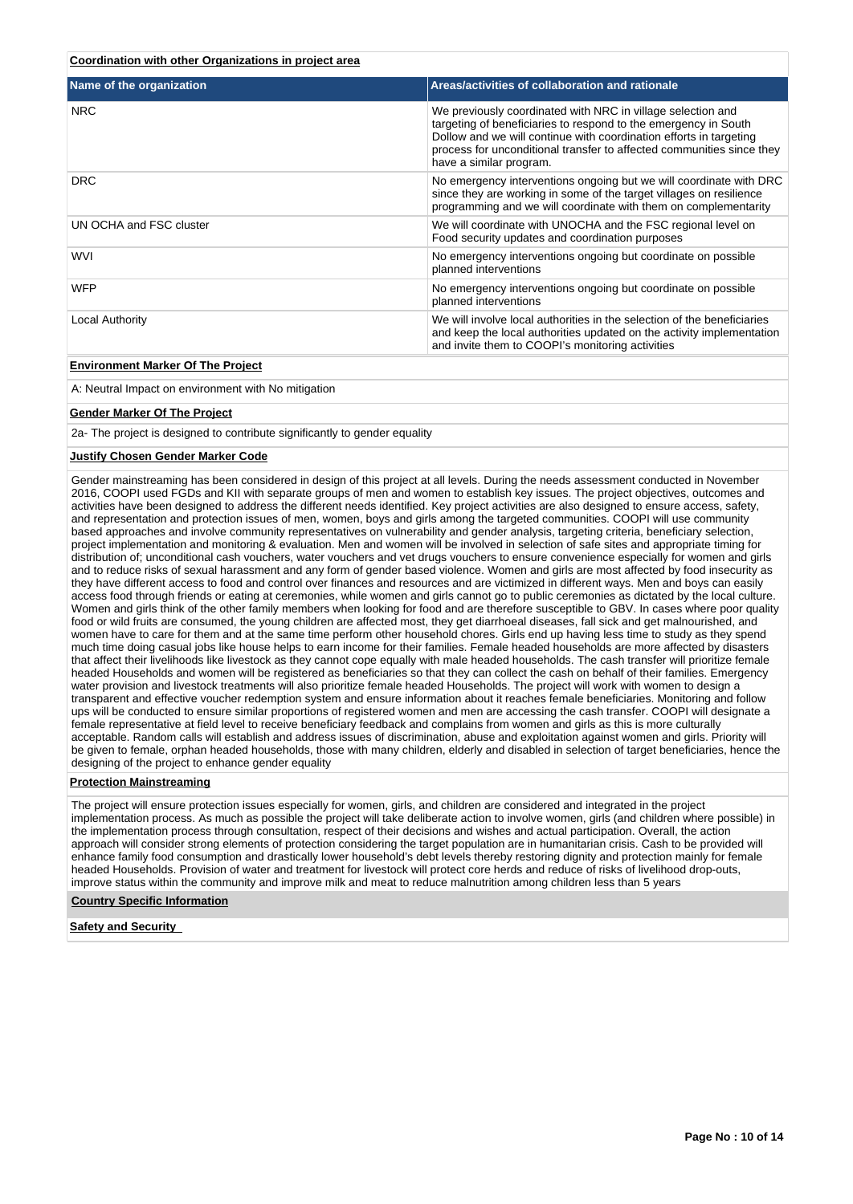**Coordination with other Organizations in project area**

| Name of the organization | Areas/activities of collaboration and rationale |
|---|---|
| NRC | We previously coordinated with NRC in village selection and targeting of beneficiaries to respond to the emergency in South Dollow and we will continue with coordination efforts in targeting process for unconditional transfer to affected communities since they have a similar program. |
| DRC | No emergency interventions ongoing but we will coordinate with DRC since they are working in some of the target villages on resilience programming and we will coordinate with them on complementarity |
| UN OCHA and FSC cluster | We will coordinate with UNOCHA and the FSC regional level on Food security updates and coordination purposes |
| WVI | No emergency interventions ongoing but coordinate on possible planned interventions |
| WFP | No emergency interventions ongoing but coordinate on possible planned interventions |
| Local Authority | We will involve local authorities in the selection of the beneficiaries and keep the local authorities updated on the activity implementation and invite them to COOPI's monitoring activities |

**Environment Marker Of The Project**

A: Neutral Impact on environment with No mitigation

**Gender Marker Of The Project**

2a- The project is designed to contribute significantly to gender equality

**Justify Chosen Gender Marker Code**

Gender mainstreaming has been considered in design of this project at all levels. During the needs assessment conducted in November 2016, COOPI used FGDs and KII with separate groups of men and women to establish key issues. The project objectives, outcomes and activities have been designed to address the different needs identified. Key project activities are also designed to ensure access, safety, and representation and protection issues of men, women, boys and girls among the targeted communities. COOPI will use community based approaches and involve community representatives on vulnerability and gender analysis, targeting criteria, beneficiary selection, project implementation and monitoring & evaluation. Men and women will be involved in selection of safe sites and appropriate timing for distribution of; unconditional cash vouchers, water vouchers and vet drugs vouchers to ensure convenience especially for women and girls and to reduce risks of sexual harassment and any form of gender based violence. Women and girls are most affected by food insecurity as they have different access to food and control over finances and resources and are victimized in different ways. Men and boys can easily access food through friends or eating at ceremonies, while women and girls cannot go to public ceremonies as dictated by the local culture. Women and girls think of the other family members when looking for food and are therefore susceptible to GBV. In cases where poor quality food or wild fruits are consumed, the young children are affected most, they get diarrhoeal diseases, fall sick and get malnourished, and women have to care for them and at the same time perform other household chores. Girls end up having less time to study as they spend much time doing casual jobs like house helps to earn income for their families. Female headed households are more affected by disasters that affect their livelihoods like livestock as they cannot cope equally with male headed households. The cash transfer will prioritize female headed Households and women will be registered as beneficiaries so that they can collect the cash on behalf of their families. Emergency water provision and livestock treatments will also prioritize female headed Households. The project will work with women to design a transparent and effective voucher redemption system and ensure information about it reaches female beneficiaries. Monitoring and follow ups will be conducted to ensure similar proportions of registered women and men are accessing the cash transfer. COOPI will designate a female representative at field level to receive beneficiary feedback and complains from women and girls as this is more culturally acceptable. Random calls will establish and address issues of discrimination, abuse and exploitation against women and girls. Priority will be given to female, orphan headed households, those with many children, elderly and disabled in selection of target beneficiaries, hence the designing of the project to enhance gender equality

**Protection Mainstreaming**

The project will ensure protection issues especially for women, girls, and children are considered and integrated in the project implementation process. As much as possible the project will take deliberate action to involve women, girls (and children where possible) in the implementation process through consultation, respect of their decisions and wishes and actual participation. Overall, the action approach will consider strong elements of protection considering the target population are in humanitarian crisis. Cash to be provided will enhance family food consumption and drastically lower household's debt levels thereby restoring dignity and protection mainly for female headed Households. Provision of water and treatment for livestock will protect core herds and reduce of risks of livelihood drop-outs, improve status within the community and improve milk and meat to reduce malnutrition among children less than 5 years

**Country Specific Information**

**Safety and Security**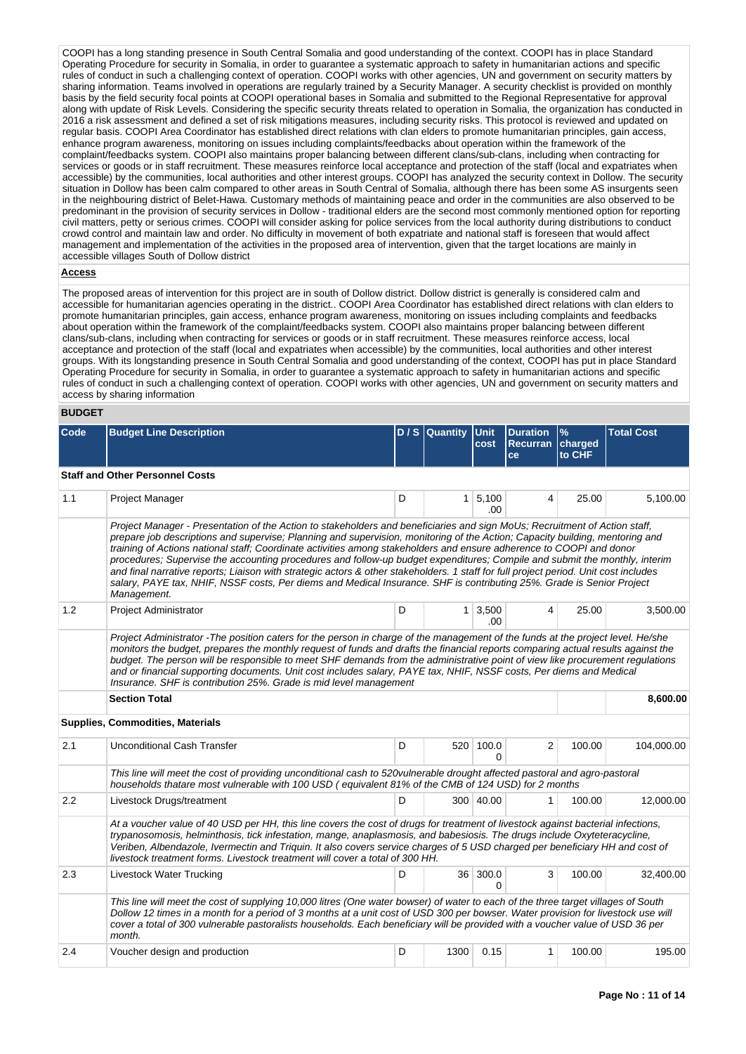COOPI has a long standing presence in South Central Somalia and good understanding of the context. COOPI has in place Standard Operating Procedure for security in Somalia, in order to guarantee a systematic approach to safety in humanitarian actions and specific rules of conduct in such a challenging context of operation. COOPI works with other agencies, UN and government on security matters by sharing information. Teams involved in operations are regularly trained by a Security Manager. A security checklist is provided on monthly basis by the field security focal points at COOPI operational bases in Somalia and submitted to the Regional Representative for approval along with update of Risk Levels. Considering the specific security threats related to operation in Somalia, the organization has conducted in 2016 a risk assessment and defined a set of risk mitigations measures, including security risks. This protocol is reviewed and updated on regular basis. COOPI Area Coordinator has established direct relations with clan elders to promote humanitarian principles, gain access, enhance program awareness, monitoring on issues including complaints/feedbacks about operation within the framework of the complaint/feedbacks system. COOPI also maintains proper balancing between different clans/sub-clans, including when contracting for services or goods or in staff recruitment. These measures reinforce local acceptance and protection of the staff (local and expatriates when accessible) by the communities, local authorities and other interest groups. COOPI has analyzed the security context in Dollow. The security situation in Dollow has been calm compared to other areas in South Central of Somalia, although there has been some AS insurgents seen in the neighbouring district of Belet-Hawa. Customary methods of maintaining peace and order in the communities are also observed to be predominant in the provision of security services in Dollow - traditional elders are the second most commonly mentioned option for reporting civil matters, petty or serious crimes. COOPI will consider asking for police services from the local authority during distributions to conduct crowd control and maintain law and order. No difficulty in movement of both expatriate and national staff is foreseen that would affect management and implementation of the activities in the proposed area of intervention, given that the target locations are mainly in accessible villages South of Dollow district

**Access**

The proposed areas of intervention for this project are in south of Dollow district. Dollow district is generally is considered calm and accessible for humanitarian agencies operating in the district.. COOPI Area Coordinator has established direct relations with clan elders to promote humanitarian principles, gain access, enhance program awareness, monitoring on issues including complaints and feedbacks about operation within the framework of the complaint/feedbacks system. COOPI also maintains proper balancing between different clans/sub-clans, including when contracting for services or goods or in staff recruitment. These measures reinforce access, local acceptance and protection of the staff (local and expatriates when accessible) by the communities, local authorities and other interest groups. With its longstanding presence in South Central Somalia and good understanding of the context, COOPI has put in place Standard Operating Procedure for security in Somalia, in order to guarantee a systematic approach to safety in humanitarian actions and specific rules of conduct in such a challenging context of operation. COOPI works with other agencies, UN and government on security matters and access by sharing information

## BUDGET

| Code | Budget Line Description | D / S | Quantity | Unit cost | Duration Recurrance | % charged to CHF | Total Cost |
|---|---|---|---|---|---|---|---|
| **Staff and Other Personnel Costs** | | | | | | | |
| 1.1 | Project Manager | D | 1 | 5,100.00 | 4 | 25.00 | 5,100.00 |
| | *Project Manager - Presentation of the Action to stakeholders and beneficiaries and sign MoUs; Recruitment of Action staff, prepare job descriptions and supervise; Planning and supervision, monitoring of the Action; Capacity building, mentoring and training of Actions national staff; Coordinate activities among stakeholders and ensure adherence to COOPI and donor procedures; Supervise the accounting procedures and follow-up budget expenditures; Compile and submit the monthly, interim and final narrative reports; Liaison with strategic actors & other stakeholders. 1 staff for full project period. Unit cost includes salary, PAYE tax, NHIF, NSSF costs, Per diems and Medical Insurance. SHF is contributing 25%. Grade is Senior Project Management.* | | | | | | |
| 1.2 | Project Administrator | D | 1 | 3,500.00 | 4 | 25.00 | 3,500.00 |
| | *Project Administrator -The position caters for the person in charge of the management of the funds at the project level. He/she monitors the budget, prepares the monthly request of funds and drafts the financial reports comparing actual results against the budget. The person will be responsible to meet SHF demands from the administrative point of view like procurement regulations and or financial supporting documents. Unit cost includes salary, PAYE tax, NHIF, NSSF costs, Per diems and Medical Insurance. SHF is contribution 25%. Grade is mid level management* | | | | | | |
| | **Section Total** | | | | | | **8,600.00** |
| **Supplies, Commodities, Materials** | | | | | | | |
| 2.1 | Unconditional Cash Transfer | D | 520 | 100.00 | 2 | 100.00 | 104,000.00 |
| | *This line will meet the cost of providing unconditional cash to 520vulnerable drought affected pastoral and agro-pastoral households thatare most vulnerable with 100 USD ( equivalent 81% of the CMB of 124 USD) for 2 months* | | | | | | |
| 2.2 | Livestock Drugs/treatment | D | 300 | 40.00 | 1 | 100.00 | 12,000.00 |
| | *At a voucher value of 40 USD per HH, this line covers the cost of drugs for treatment of livestock against bacterial infections, trypanosomosis, helminthosis, tick infestation, mange, anaplasmosis, and babesiosis. The drugs include Oxyteteracycline, Veriben, Albendazole, Ivermectin and Triquin. It also covers service charges of 5 USD charged per beneficiary HH and cost of livestock treatment forms. Livestock treatment will cover a total of 300 HH.* | | | | | | |
| 2.3 | Livestock Water Trucking | D | 36 | 300.00 | 3 | 100.00 | 32,400.00 |
| | *This line will meet the cost of supplying 10,000 litres (One water bowser) of water to each of the three target villages of South Dollow 12 times in a month for a period of 3 months at a unit cost of USD 300 per bowser. Water provision for livestock use will cover a total of 300 vulnerable pastoralists households. Each beneficiary will be provided with a voucher value of USD 36 per month.* | | | | | | |
| 2.4 | Voucher design and production | D | 1300 | 0.15 | 1 | 100.00 | 195.00 |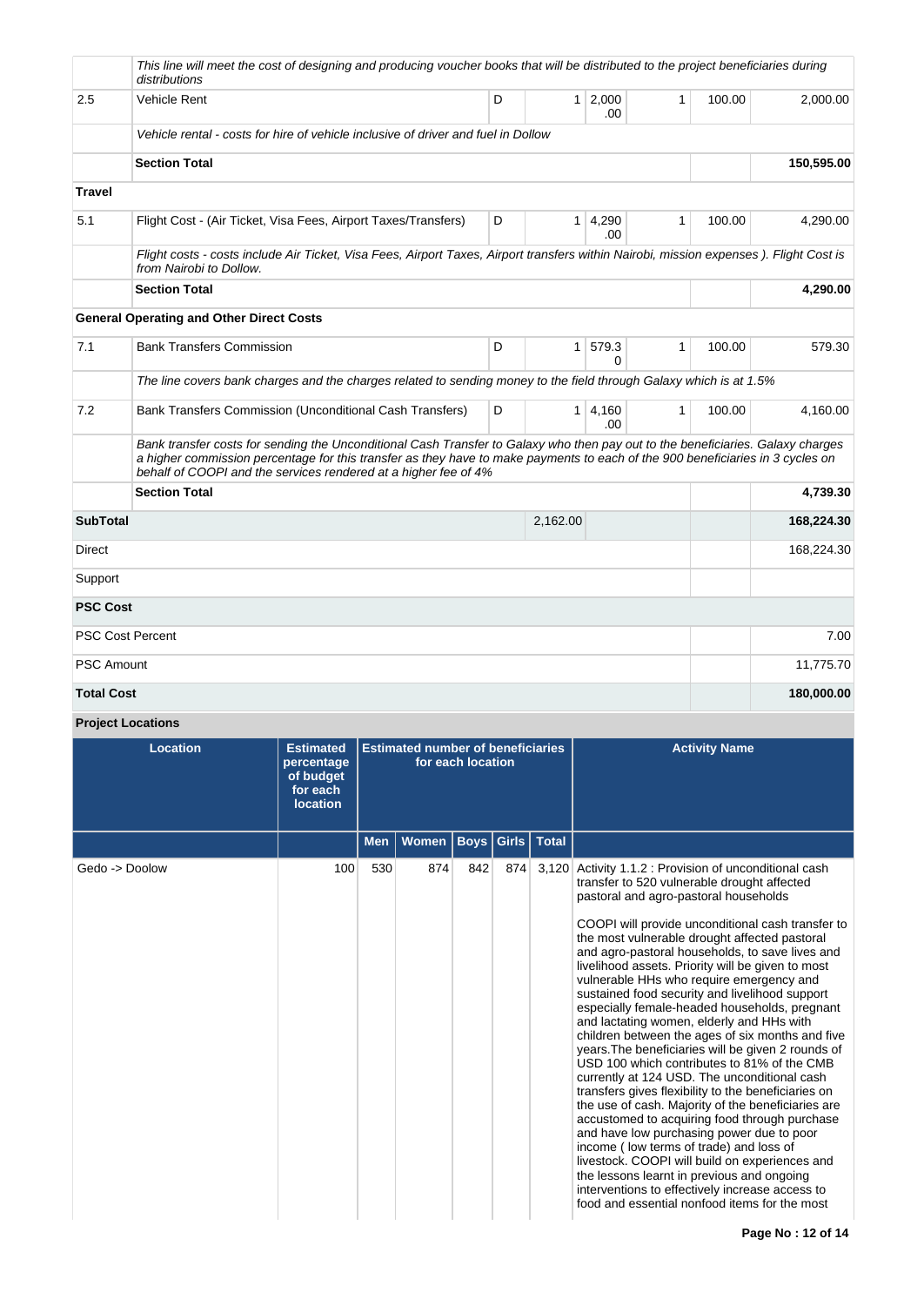| | | | | | | | |
|---|---|---|---|---|---|---|---|
| | *This line will meet the cost of designing and producing voucher books that will be distributed to the project beneficiaries during distributions* | | | | | | |
| 2.5 | Vehicle Rent | D | 1 | 2,000.00 | 1 | 100.00 | 2,000.00 |
| | *Vehicle rental - costs for hire of vehicle inclusive of driver and fuel in Dollow* | | | | | | |
| | **Section Total** | | | | | | **150,595.00** |
| **Travel** | | | | | | | |
| 5.1 | Flight Cost - (Air Ticket, Visa Fees, Airport Taxes/Transfers) | D | 1 | 4,290.00 | 1 | 100.00 | 4,290.00 |
| | *Flight costs - costs include Air Ticket, Visa Fees, Airport Taxes, Airport transfers within Nairobi, mission expenses ). Flight Cost is from Nairobi to Dollow.* | | | | | | |
| | **Section Total** | | | | | | **4,290.00** |
| **General Operating and Other Direct Costs** | | | | | | | |
| 7.1 | Bank Transfers Commission | D | 1 | 579.30 | 1 | 100.00 | 579.30 |
| | *The line covers bank charges and the charges related to sending money to the field through Galaxy which is at 1.5%* | | | | | | |
| 7.2 | Bank Transfers Commission (Unconditional Cash Transfers) | D | 1 | 4,160.00 | 1 | 100.00 | 4,160.00 |
| | *Bank transfer costs for sending the Unconditional Cash Transfer to Galaxy who then pay out to the beneficiaries. Galaxy charges a higher commission percentage for this transfer as they have to make payments to each of the 900 beneficiaries in 3 cycles on behalf of COOPI and the services rendered at a higher fee of 4%* | | | | | | |
| | **Section Total** | | | | | | **4,739.30** |
| **SubTotal** | | | 2,162.00 | | | | **168,224.30** |
| Direct | | | | | | | 168,224.30 |
| Support | | | | | | | |
| **PSC Cost** | | | | | | | |
| PSC Cost Percent | | | | | | | 7.00 |
| PSC Amount | | | | | | | 11,775.70 |
| **Total Cost** | | | | | | | **180,000.00** |

**Project Locations**

| Location | Estimated percentage of budget for each location | Estimated number of beneficiaries for each location | | | | | Activity Name |
|---|---|---|---|---|---|---|---|
| | | Men | Women | Boys | Girls | Total | |
| Gedo -> Doolow | 100 | 530 | 874 | 842 | 874 | 3,120 | Activity 1.1.2 : Provision of unconditional cash transfer to 520 vulnerable drought affected pastoral and agro-pastoral households<br><br>COOPI will provide unconditional cash transfer to the most vulnerable drought affected pastoral and agro-pastoral households, to save lives and livelihood assets. Priority will be given to most vulnerable HHs who require emergency and sustained food security and livelihood support especially female-headed households, pregnant and lactating women, elderly and HHs with children between the ages of six months and five years.The beneficiaries will be given 2 rounds of USD 100 which contributes to 81% of the CMB currently at 124 USD. The unconditional cash transfers gives flexibility to the beneficiaries on the use of cash. Majority of the beneficiaries are accustomed to acquiring food through purchase and have low purchasing power due to poor income ( low terms of trade) and loss of livestock. COOPI will build on experiences and the lessons learnt in previous and ongoing interventions to effectively increase access to food and essential nonfood items for the most |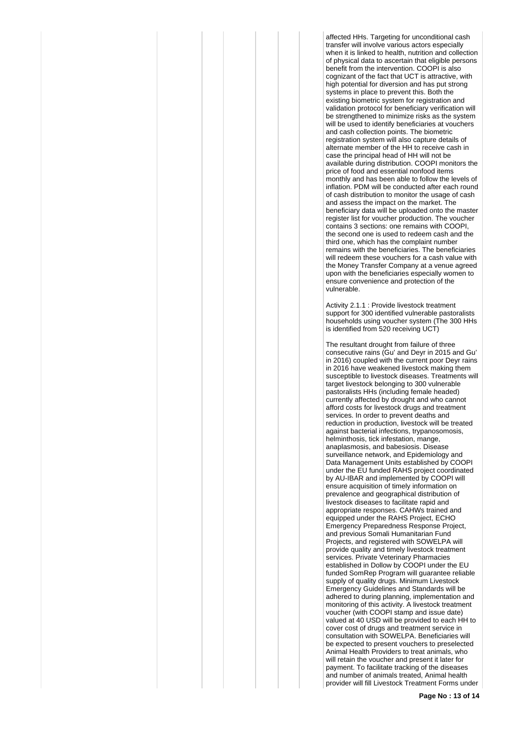affected HHs. Targeting for unconditional cash transfer will involve various actors especially when it is linked to health, nutrition and collection of physical data to ascertain that eligible persons benefit from the intervention. COOPI is also cognizant of the fact that UCT is attractive, with high potential for diversion and has put strong systems in place to prevent this. Both the existing biometric system for registration and validation protocol for beneficiary verification will be strengthened to minimize risks as the system will be used to identify beneficiaries at vouchers and cash collection points. The biometric registration system will also capture details of alternate member of the HH to receive cash in case the principal head of HH will not be available during distribution. COOPI monitors the price of food and essential nonfood items monthly and has been able to follow the levels of inflation. PDM will be conducted after each round of cash distribution to monitor the usage of cash and assess the impact on the market. The beneficiary data will be uploaded onto the master register list for voucher production. The voucher contains 3 sections: one remains with COOPI, the second one is used to redeem cash and the third one, which has the complaint number remains with the beneficiaries. The beneficiaries will redeem these vouchers for a cash value with the Money Transfer Company at a venue agreed upon with the beneficiaries especially women to ensure convenience and protection of the vulnerable.

Activity 2.1.1 : Provide livestock treatment support for 300 identified vulnerable pastoralists households using voucher system (The 300 HHs is identified from 520 receiving UCT)

The resultant drought from failure of three consecutive rains (Gu' and Deyr in 2015 and Gu' in 2016) coupled with the current poor Deyr rains in 2016 have weakened livestock making them susceptible to livestock diseases. Treatments will target livestock belonging to 300 vulnerable pastoralists HHs (including female headed) currently affected by drought and who cannot afford costs for livestock drugs and treatment services. In order to prevent deaths and reduction in production, livestock will be treated against bacterial infections, trypanosomosis, helminthosis, tick infestation, mange, anaplasmosis, and babesiosis. Disease surveillance network, and Epidemiology and Data Management Units established by COOPI under the EU funded RAHS project coordinated by AU-IBAR and implemented by COOPI will ensure acquisition of timely information on prevalence and geographical distribution of livestock diseases to facilitate rapid and appropriate responses. CAHWs trained and equipped under the RAHS Project, ECHO Emergency Preparedness Response Project, and previous Somali Humanitarian Fund Projects, and registered with SOWELPA will provide quality and timely livestock treatment services. Private Veterinary Pharmacies established in Dollow by COOPI under the EU funded SomRep Program will guarantee reliable supply of quality drugs. Minimum Livestock Emergency Guidelines and Standards will be adhered to during planning, implementation and monitoring of this activity. A livestock treatment voucher (with COOPI stamp and issue date) valued at 40 USD will be provided to each HH to cover cost of drugs and treatment service in consultation with SOWELPA. Beneficiaries will be expected to present vouchers to preselected Animal Health Providers to treat animals, who will retain the voucher and present it later for payment. To facilitate tracking of the diseases and number of animals treated, Animal health provider will fill Livestock Treatment Forms under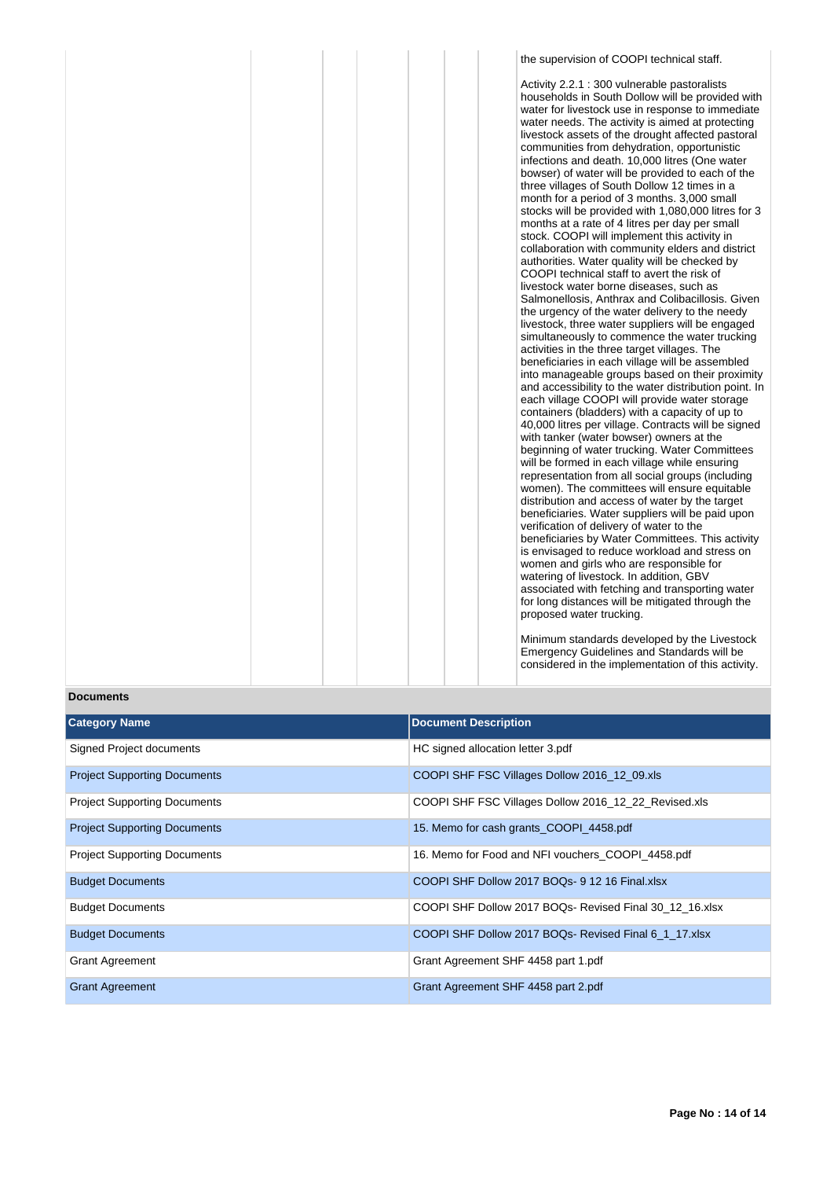| | | | | | | | |
|---|---|---|---|---|---|---|---|
| | | | | | | | the supervision of COOPI technical staff.<br><br>Activity 2.2.1 : 300 vulnerable pastoralists households in South Dollow will be provided with water for livestock use in response to immediate water needs. The activity is aimed at protecting livestock assets of the drought affected pastoral communities from dehydration, opportunistic infections and death. 10,000 litres (One water bowser) of water will be provided to each of the three villages of South Dollow 12 times in a month for a period of 3 months. 3,000 small stocks will be provided with 1,080,000 litres for 3 months at a rate of 4 litres per day per small stock. COOPI will implement this activity in collaboration with community elders and district authorities. Water quality will be checked by COOPI technical staff to avert the risk of livestock water borne diseases, such as Salmonellosis, Anthrax and Colibacillosis. Given the urgency of the water delivery to the needy livestock, three water suppliers will be engaged simultaneously to commence the water trucking activities in the three target villages. The beneficiaries in each village will be assembled into manageable groups based on their proximity and accessibility to the water distribution point. In each village COOPI will provide water storage containers (bladders) with a capacity of up to 40,000 litres per village. Contracts will be signed with tanker (water bowser) owners at the beginning of water trucking. Water Committees will be formed in each village while ensuring representation from all social groups (including women). The committees will ensure equitable distribution and access of water by the target beneficiaries. Water suppliers will be paid upon verification of delivery of water to the beneficiaries by Water Committees. This activity is envisaged to reduce workload and stress on women and girls who are responsible for watering of livestock. In addition, GBV associated with fetching and transporting water for long distances will be mitigated through the proposed water trucking.<br><br>Minimum standards developed by the Livestock Emergency Guidelines and Standards will be considered in the implementation of this activity. |

**Documents**

| Category Name | Document Description |
|---|---|
| Signed Project documents | HC signed allocation letter 3.pdf |
| Project Supporting Documents | COOPI SHF FSC Villages Dollow 2016_12_09.xls |
| Project Supporting Documents | COOPI SHF FSC Villages Dollow 2016_12_22_Revised.xls |
| Project Supporting Documents | 15. Memo for cash grants_COOPI_4458.pdf |
| Project Supporting Documents | 16. Memo for Food and NFI vouchers_COOPI_4458.pdf |
| Budget Documents | COOPI SHF Dollow 2017 BOQs- 9 12 16 Final.xlsx |
| Budget Documents | COOPI SHF Dollow 2017 BOQs- Revised Final 30_12_16.xlsx |
| Budget Documents | COOPI SHF Dollow 2017 BOQs- Revised Final 6_1_17.xlsx |
| Grant Agreement | Grant Agreement SHF 4458 part 1.pdf |
| Grant Agreement | Grant Agreement SHF 4458 part 2.pdf |